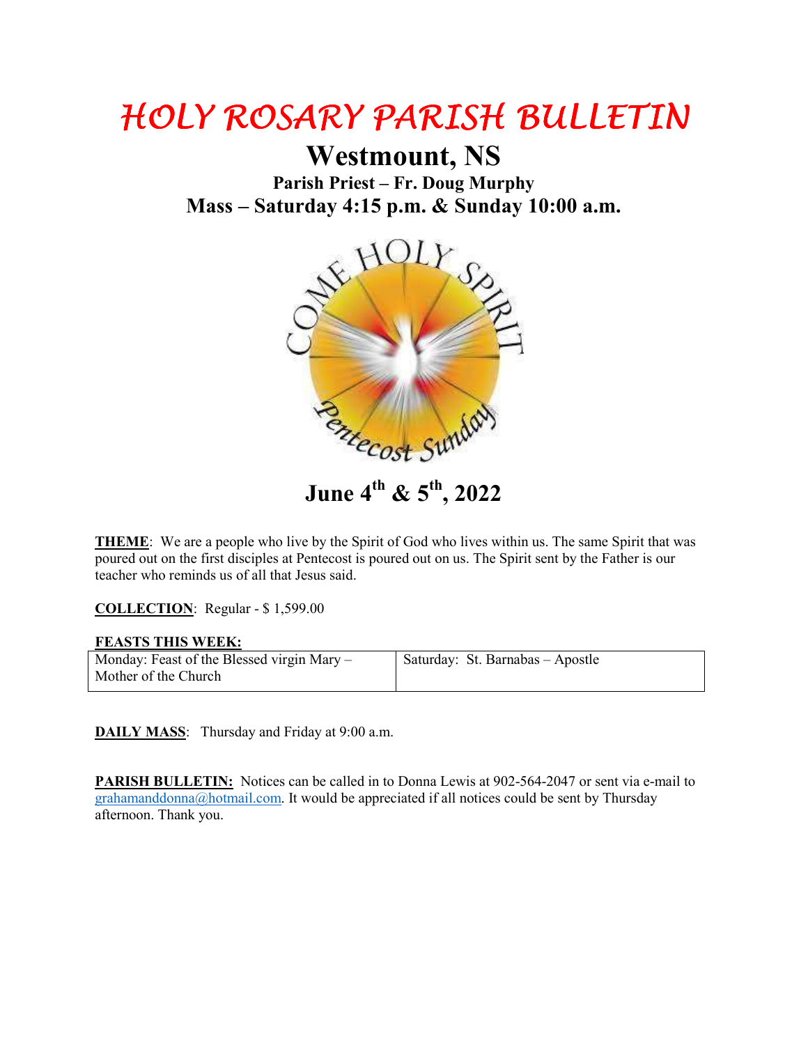# HOLY ROSARY PARISH BULLETIN

## Westmount, NS

### Parish Priest – Fr. Doug Murphy

### Mass – Saturday 4:15 p.m. & Sunday 10:00 a.m.

## June 4th & 5th, 2022

**THEME**: We are a people who live by the Spirit of God who lives within us. The same Spirit that was poured out on the first disciples at Pentecost is poured out on us. The Spirit sent by the Father is our teacher who reminds us of all that Jesus said.

**COLLECTION**: Regular - $ 1,599.00

**FEASTS THIS WEEK:**

| | |
|---|---|
| Monday: Feast of the Blessed virgin Mary – Mother of the Church | Saturday: St. Barnabas – Apostle |

**DAILY MASS**: Thursday and Friday at 9:00 a.m.

**PARISH BULLETIN:** Notices can be called in to Donna Lewis at 902-564-2047 or sent via e-mail to grahamanddonna@hotmail.com. It would be appreciated if all notices could be sent by Thursday afternoon. Thank you.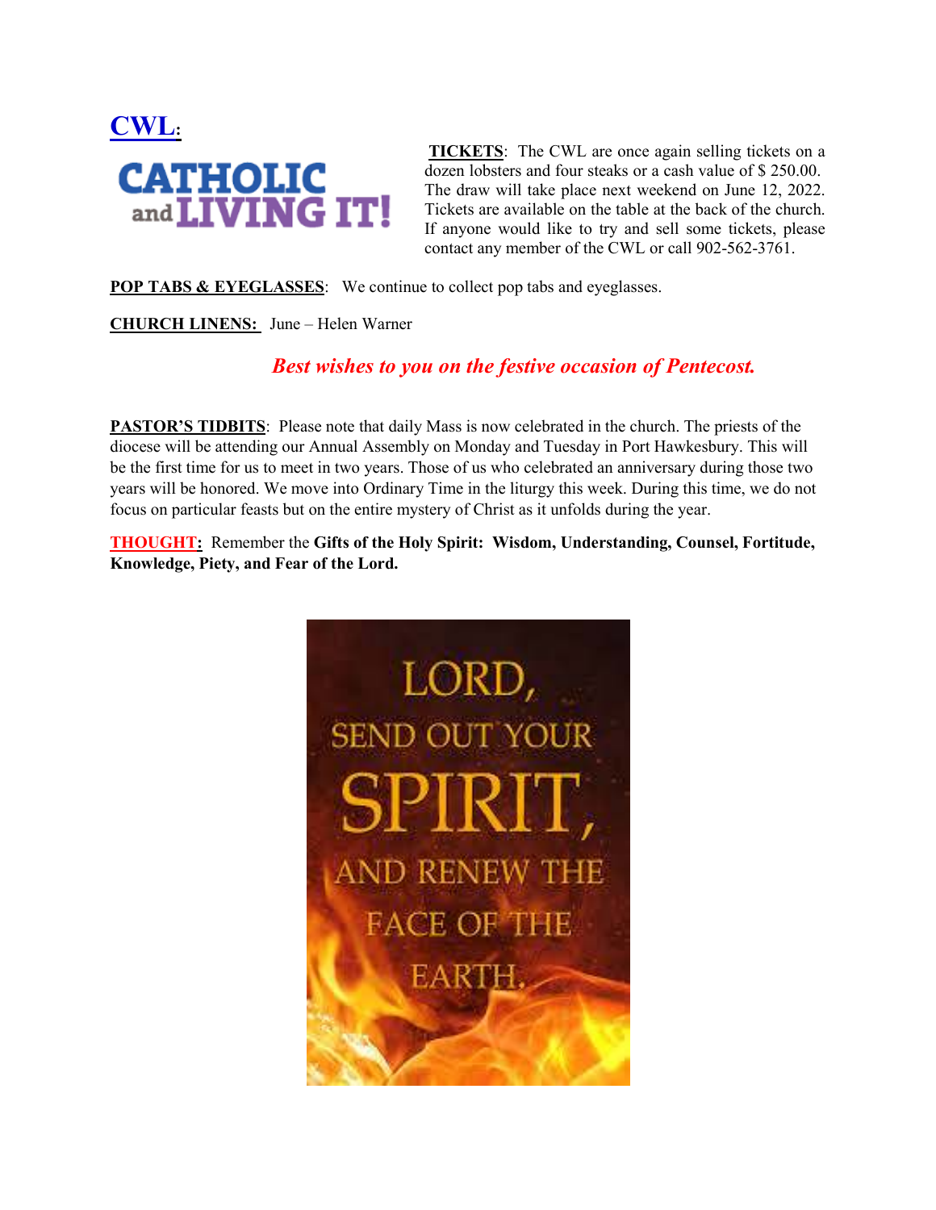## CWL:

**TICKETS**: The CWL are once again selling tickets on a dozen lobsters and four steaks or a cash value of $ 250.00. The draw will take place next weekend on June 12, 2022. Tickets are available on the table at the back of the church. If anyone would like to try and sell some tickets, please contact any member of the CWL or call 902-562-3761.

**POP TABS & EYEGLASSES**: We continue to collect pop tabs and eyeglasses.

**CHURCH LINENS:** June – Helen Warner

***Best wishes to you on the festive occasion of Pentecost.***

**PASTOR'S TIDBITS**: Please note that daily Mass is now celebrated in the church. The priests of the diocese will be attending our Annual Assembly on Monday and Tuesday in Port Hawkesbury. This will be the first time for us to meet in two years. Those of us who celebrated an anniversary during those two years will be honored. We move into Ordinary Time in the liturgy this week. During this time, we do not focus on particular feasts but on the entire mystery of Christ as it unfolds during the year.

**THOUGHT:** Remember the **Gifts of the Holy Spirit: Wisdom, Understanding, Counsel, Fortitude, Knowledge, Piety, and Fear of the Lord.**